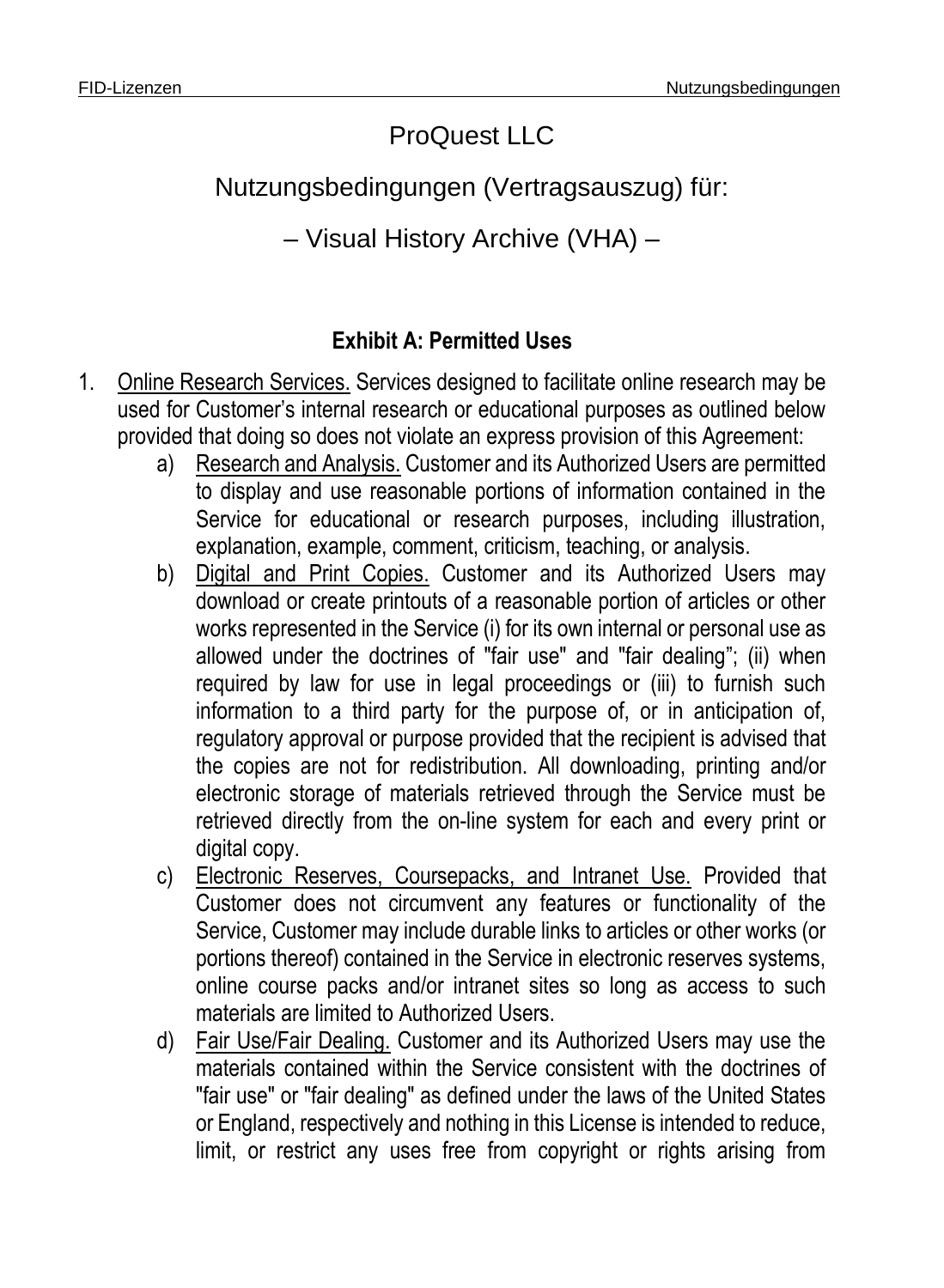# ProQuest LLC

## Nutzungsbedingungen (Vertragsauszug) für:

## – Visual History Archive (VHA) –

### Exhibit A: Permitted Uses

1. Online Research Services. Services designed to facilitate online research may be used for Customer's internal research or educational purposes as outlined below provided that doing so does not violate an express provision of this Agreement:
   a) Research and Analysis. Customer and its Authorized Users are permitted to display and use reasonable portions of information contained in the Service for educational or research purposes, including illustration, explanation, example, comment, criticism, teaching, or analysis.
   b) Digital and Print Copies. Customer and its Authorized Users may download or create printouts of a reasonable portion of articles or other works represented in the Service (i) for its own internal or personal use as allowed under the doctrines of "fair use" and "fair dealing"; (ii) when required by law for use in legal proceedings or (iii) to furnish such information to a third party for the purpose of, or in anticipation of, regulatory approval or purpose provided that the recipient is advised that the copies are not for redistribution. All downloading, printing and/or electronic storage of materials retrieved through the Service must be retrieved directly from the on-line system for each and every print or digital copy.
   c) Electronic Reserves, Coursepacks, and Intranet Use. Provided that Customer does not circumvent any features or functionality of the Service, Customer may include durable links to articles or other works (or portions thereof) contained in the Service in electronic reserves systems, online course packs and/or intranet sites so long as access to such materials are limited to Authorized Users.
   d) Fair Use/Fair Dealing. Customer and its Authorized Users may use the materials contained within the Service consistent with the doctrines of "fair use" or "fair dealing" as defined under the laws of the United States or England, respectively and nothing in this License is intended to reduce, limit, or restrict any uses free from copyright or rights arising from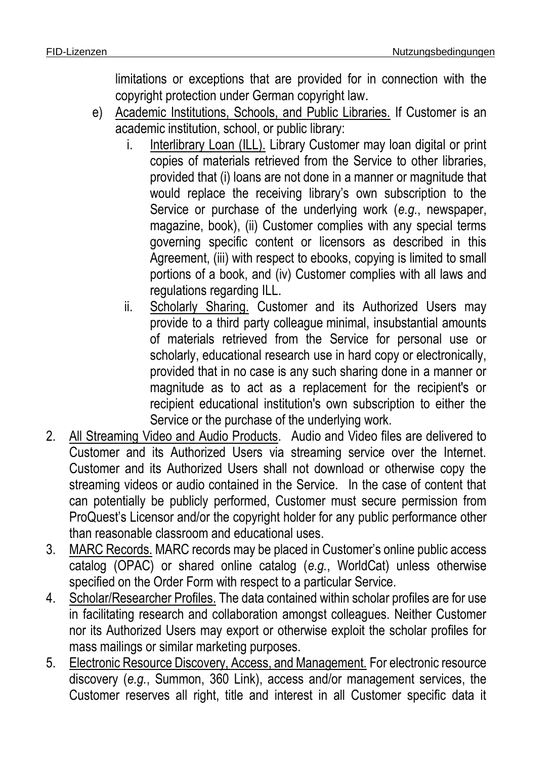limitations or exceptions that are provided for in connection with the copyright protection under German copyright law.

e) Academic Institutions, Schools, and Public Libraries. If Customer is an academic institution, school, or public library:

   i. Interlibrary Loan (ILL). Library Customer may loan digital or print copies of materials retrieved from the Service to other libraries, provided that (i) loans are not done in a manner or magnitude that would replace the receiving library's own subscription to the Service or purchase of the underlying work (*e.g.*, newspaper, magazine, book), (ii) Customer complies with any special terms governing specific content or licensors as described in this Agreement, (iii) with respect to ebooks, copying is limited to small portions of a book, and (iv) Customer complies with all laws and regulations regarding ILL.

   ii. Scholarly Sharing. Customer and its Authorized Users may provide to a third party colleague minimal, insubstantial amounts of materials retrieved from the Service for personal use or scholarly, educational research use in hard copy or electronically, provided that in no case is any such sharing done in a manner or magnitude as to act as a replacement for the recipient's or recipient educational institution's own subscription to either the Service or the purchase of the underlying work.

2. All Streaming Video and Audio Products. Audio and Video files are delivered to Customer and its Authorized Users via streaming service over the Internet. Customer and its Authorized Users shall not download or otherwise copy the streaming videos or audio contained in the Service. In the case of content that can potentially be publicly performed, Customer must secure permission from ProQuest's Licensor and/or the copyright holder for any public performance other than reasonable classroom and educational uses.

3. MARC Records. MARC records may be placed in Customer's online public access catalog (OPAC) or shared online catalog (*e.g.*, WorldCat) unless otherwise specified on the Order Form with respect to a particular Service.

4. Scholar/Researcher Profiles. The data contained within scholar profiles are for use in facilitating research and collaboration amongst colleagues. Neither Customer nor its Authorized Users may export or otherwise exploit the scholar profiles for mass mailings or similar marketing purposes.

5. Electronic Resource Discovery, Access, and Management. For electronic resource discovery (*e.g.*, Summon, 360 Link), access and/or management services, the Customer reserves all right, title and interest in all Customer specific data it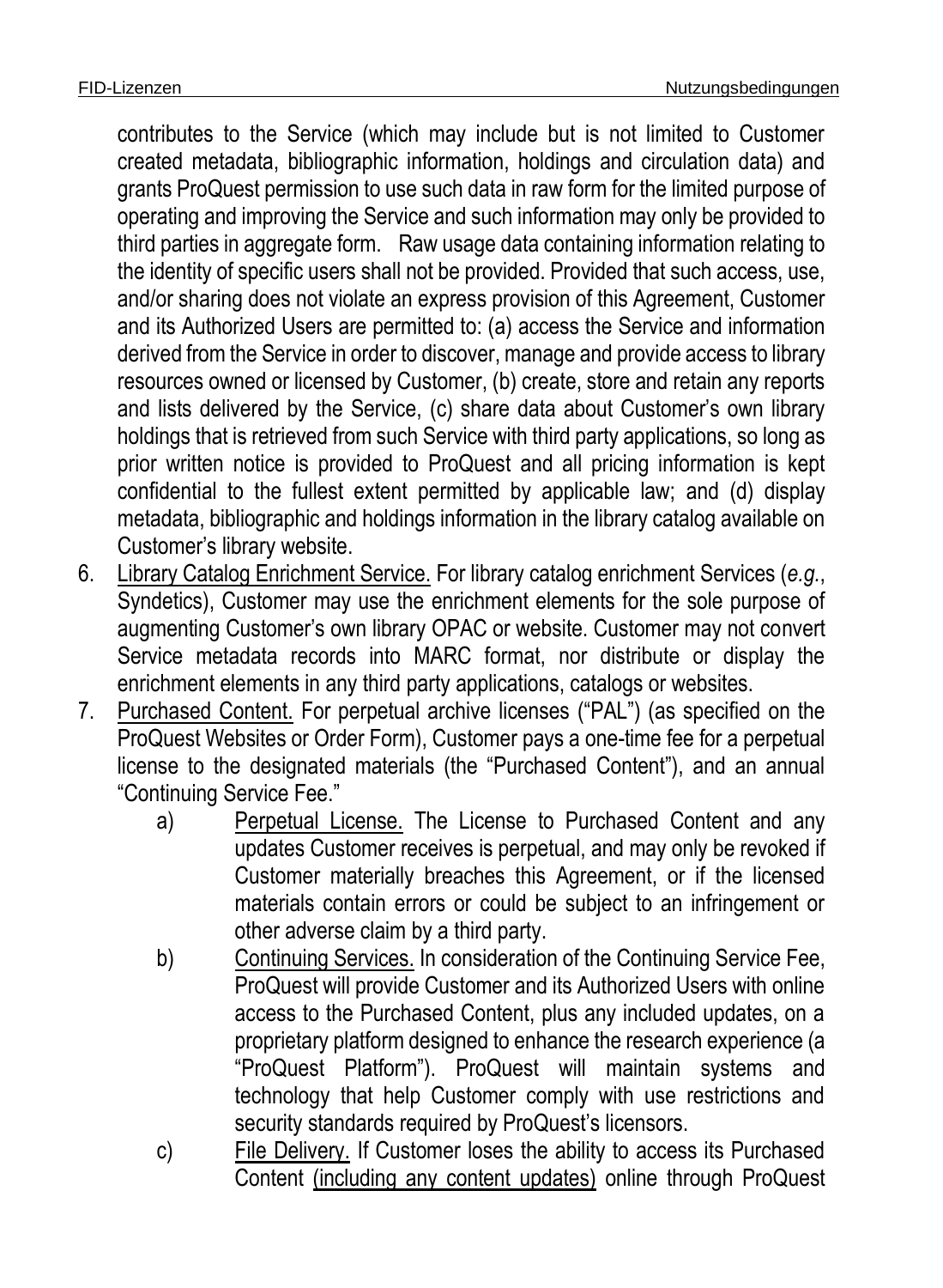contributes to the Service (which may include but is not limited to Customer created metadata, bibliographic information, holdings and circulation data) and grants ProQuest permission to use such data in raw form for the limited purpose of operating and improving the Service and such information may only be provided to third parties in aggregate form. Raw usage data containing information relating to the identity of specific users shall not be provided. Provided that such access, use, and/or sharing does not violate an express provision of this Agreement, Customer and its Authorized Users are permitted to: (a) access the Service and information derived from the Service in order to discover, manage and provide access to library resources owned or licensed by Customer, (b) create, store and retain any reports and lists delivered by the Service, (c) share data about Customer's own library holdings that is retrieved from such Service with third party applications, so long as prior written notice is provided to ProQuest and all pricing information is kept confidential to the fullest extent permitted by applicable law; and (d) display metadata, bibliographic and holdings information in the library catalog available on Customer's library website.

6. <u>Library Catalog Enrichment Service.</u> For library catalog enrichment Services (*e.g.*, Syndetics), Customer may use the enrichment elements for the sole purpose of augmenting Customer's own library OPAC or website. Customer may not convert Service metadata records into MARC format, nor distribute or display the enrichment elements in any third party applications, catalogs or websites.
7. <u>Purchased Content.</u> For perpetual archive licenses ("PAL") (as specified on the ProQuest Websites or Order Form), Customer pays a one-time fee for a perpetual license to the designated materials (the "Purchased Content"), and an annual "Continuing Service Fee."
   a) <u>Perpetual License.</u> The License to Purchased Content and any updates Customer receives is perpetual, and may only be revoked if Customer materially breaches this Agreement, or if the licensed materials contain errors or could be subject to an infringement or other adverse claim by a third party.
   b) <u>Continuing Services.</u> In consideration of the Continuing Service Fee, ProQuest will provide Customer and its Authorized Users with online access to the Purchased Content, plus any included updates, on a proprietary platform designed to enhance the research experience (a "ProQuest Platform"). ProQuest will maintain systems and technology that help Customer comply with use restrictions and security standards required by ProQuest's licensors.
   c) <u>File Delivery.</u> If Customer loses the ability to access its Purchased Content <u>(including any content updates)</u> online through ProQuest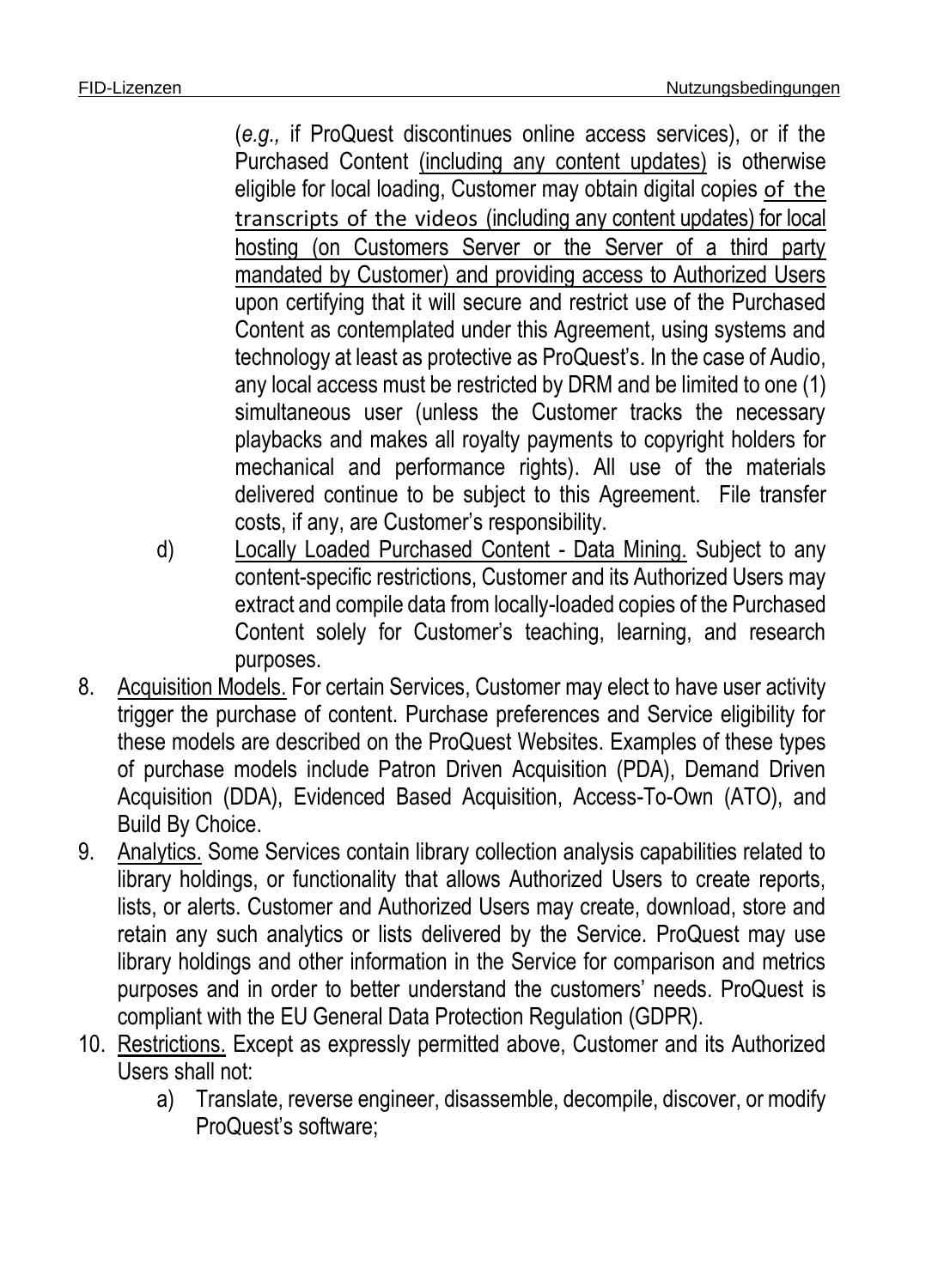(*e.g.,* if ProQuest discontinues online access services), or if the Purchased Content <u>(including any content updates)</u> is otherwise eligible for local loading, Customer may obtain digital copies <u>of the transcripts of the videos (including any content updates) for local hosting (on Customers Server or the Server of a third party mandated by Customer) and providing access to Authorized Users</u> upon certifying that it will secure and restrict use of the Purchased Content as contemplated under this Agreement, using systems and technology at least as protective as ProQuest's. In the case of Audio, any local access must be restricted by DRM and be limited to one (1) simultaneous user (unless the Customer tracks the necessary playbacks and makes all royalty payments to copyright holders for mechanical and performance rights). All use of the materials delivered continue to be subject to this Agreement. File transfer costs, if any, are Customer's responsibility.

d) <u>Locally Loaded Purchased Content - Data Mining.</u> Subject to any content-specific restrictions, Customer and its Authorized Users may extract and compile data from locally-loaded copies of the Purchased Content solely for Customer's teaching, learning, and research purposes.

8. <u>Acquisition Models.</u> For certain Services, Customer may elect to have user activity trigger the purchase of content. Purchase preferences and Service eligibility for these models are described on the ProQuest Websites. Examples of these types of purchase models include Patron Driven Acquisition (PDA), Demand Driven Acquisition (DDA), Evidenced Based Acquisition, Access-To-Own (ATO), and Build By Choice.
9. <u>Analytics.</u> Some Services contain library collection analysis capabilities related to library holdings, or functionality that allows Authorized Users to create reports, lists, or alerts. Customer and Authorized Users may create, download, store and retain any such analytics or lists delivered by the Service. ProQuest may use library holdings and other information in the Service for comparison and metrics purposes and in order to better understand the customers' needs. ProQuest is compliant with the EU General Data Protection Regulation (GDPR).
10. <u>Restrictions.</u> Except as expressly permitted above, Customer and its Authorized Users shall not:
    a) Translate, reverse engineer, disassemble, decompile, discover, or modify ProQuest's software;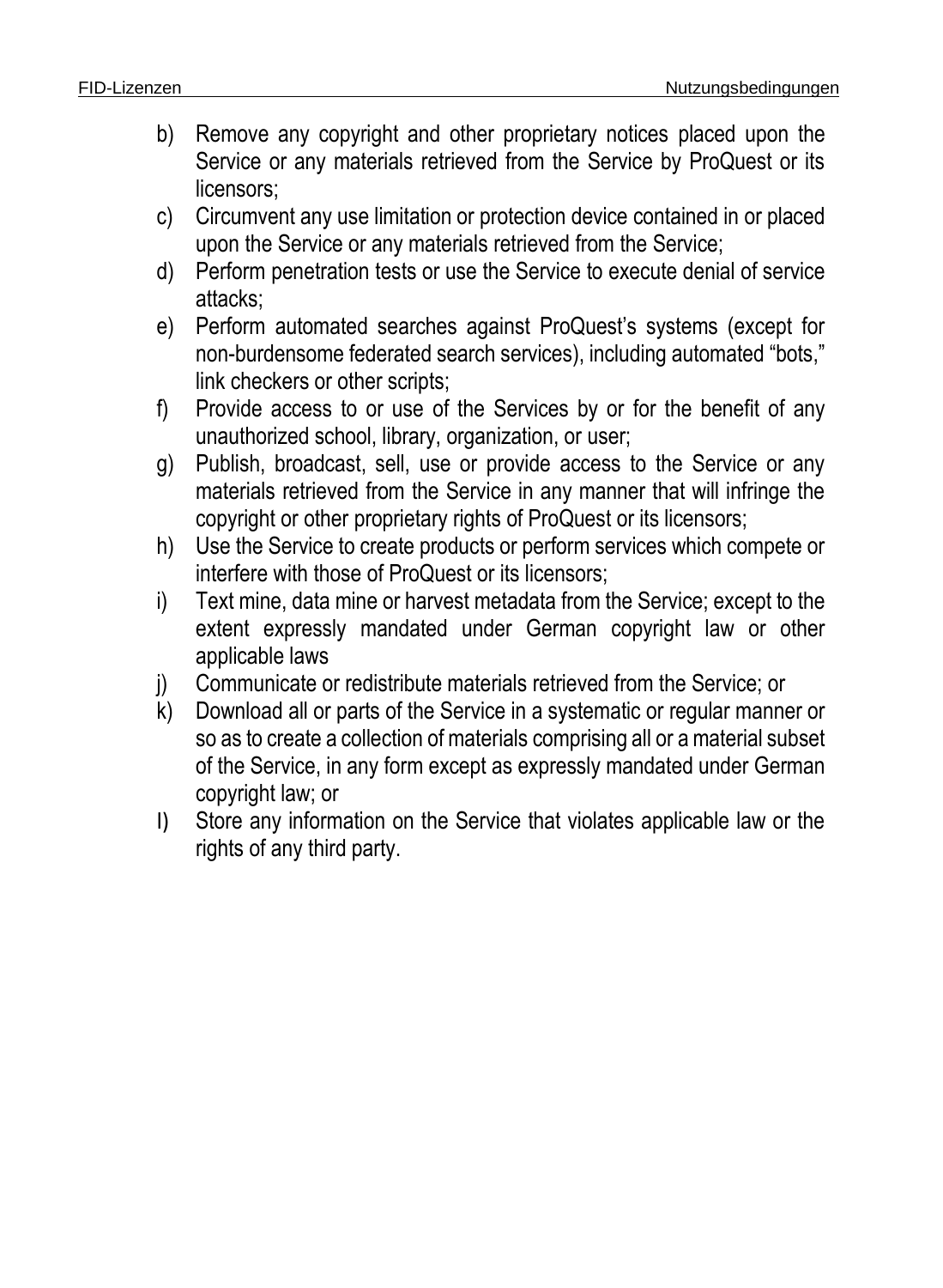b) Remove any copyright and other proprietary notices placed upon the Service or any materials retrieved from the Service by ProQuest or its licensors;
c) Circumvent any use limitation or protection device contained in or placed upon the Service or any materials retrieved from the Service;
d) Perform penetration tests or use the Service to execute denial of service attacks;
e) Perform automated searches against ProQuest's systems (except for non-burdensome federated search services), including automated "bots," link checkers or other scripts;
f) Provide access to or use of the Services by or for the benefit of any unauthorized school, library, organization, or user;
g) Publish, broadcast, sell, use or provide access to the Service or any materials retrieved from the Service in any manner that will infringe the copyright or other proprietary rights of ProQuest or its licensors;
h) Use the Service to create products or perform services which compete or interfere with those of ProQuest or its licensors;
i) Text mine, data mine or harvest metadata from the Service; except to the extent expressly mandated under German copyright law or other applicable laws
j) Communicate or redistribute materials retrieved from the Service; or
k) Download all or parts of the Service in a systematic or regular manner or so as to create a collection of materials comprising all or a material subset of the Service, in any form except as expressly mandated under German copyright law; or
l) Store any information on the Service that violates applicable law or the rights of any third party.